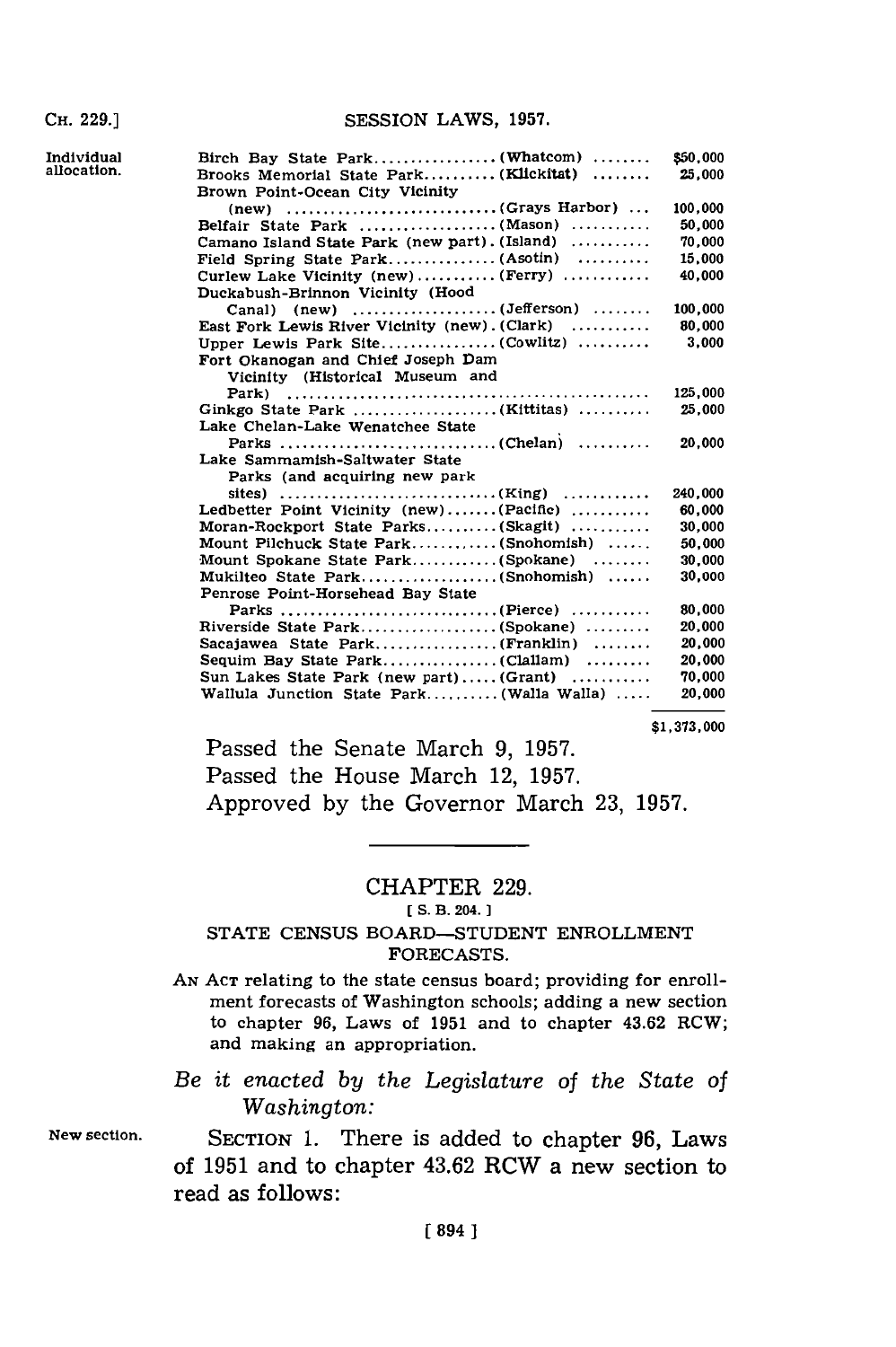Individual allocation.

| Park | County | Amount |
|---|---|---|
| Birch Bay State Park | (Whatcom) | $50,000 |
| Brooks Memorial State Park | (Klickitat) | 25,000 |
| Brown Point-Ocean City Vicinity (new) | (Grays Harbor) | 100,000 |
| Belfair State Park | (Mason) | 50,000 |
| Camano Island State Park (new part) | (Island) | 70,000 |
| Field Spring State Park | (Asotin) | 15,000 |
| Curlew Lake Vicinity (new) | (Ferry) | 40,000 |
| Duckabush-Brinnon Vicinity (Hood Canal) (new) | (Jefferson) | 100,000 |
| East Fork Lewis River Vicinity (new) | (Clark) | 80,000 |
| Upper Lewis Park Site | (Cowlitz) | 3,000 |
| Fort Okanogan and Chief Joseph Dam Vicinity (Historical Museum and Park) | | 125,000 |
| Ginkgo State Park | (Kittitas) | 25,000 |
| Lake Chelan-Lake Wenatchee State Parks | (Chelan) | 20,000 |
| Lake Sammamish-Saltwater State Parks (and acquiring new park sites) | (King) | 240,000 |
| Ledbetter Point Vicinity (new) | (Pacific) | 60,000 |
| Moran-Rockport State Parks | (Skagit) | 30,000 |
| Mount Pilchuck State Park | (Snohomish) | 50,000 |
| Mount Spokane State Park | (Spokane) | 30,000 |
| Mukilteo State Park | (Snohomish) | 30,000 |
| Penrose Point-Horsehead Bay State Parks | (Pierce) | 80,000 |
| Riverside State Park | (Spokane) | 20,000 |
| Sacajawea State Park | (Franklin) | 20,000 |
| Sequim Bay State Park | (Clallam) | 20,000 |
| Sun Lakes State Park (new part) | (Grant) | 70,000 |
| Wallula Junction State Park | (Walla Walla) | 20,000 |
| | | $1,373,000 |

Passed the Senate March 9, 1957.

Passed the House March 12, 1957.

Approved by the Governor March 23, 1957.

# CHAPTER 229.

[S. B. 204.]

## STATE CENSUS BOARD—STUDENT ENROLLMENT FORECASTS.

AN ACT relating to the state census board; providing for enrollment forecasts of Washington schools; adding a new section to chapter 96, Laws of 1951 and to chapter 43.62 RCW; and making an appropriation.

*Be it enacted by the Legislature of the State of Washington:*

New section.

SECTION 1. There is added to chapter 96, Laws of 1951 and to chapter 43.62 RCW a new section to read as follows: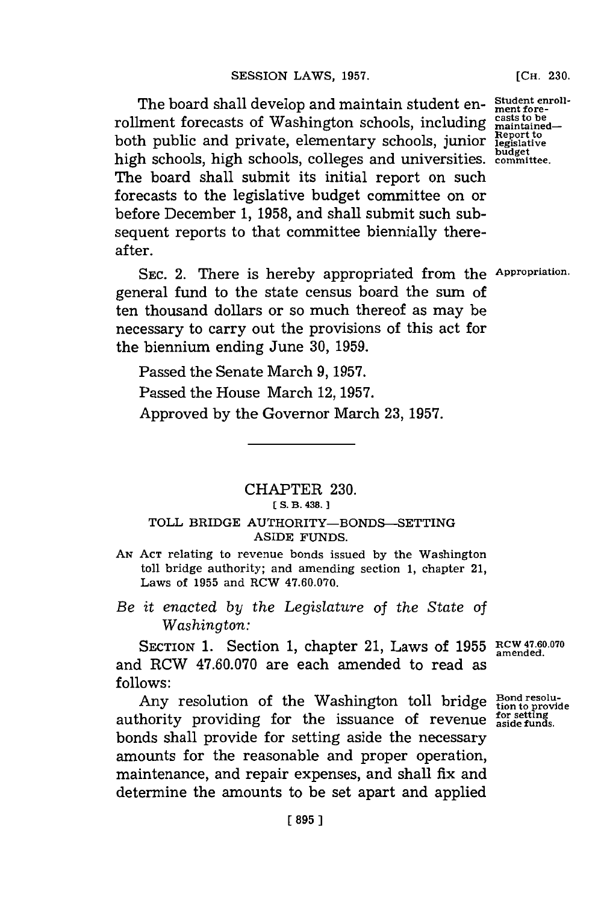The board shall develop and maintain student enrollment forecasts of Washington schools, including both public and private, elementary schools, junior high schools, high schools, colleges and universities. The board shall submit its initial report on such forecasts to the legislative budget committee on or before December 1, 1958, and shall submit such subsequent reports to that committee biennially thereafter.

Student enrollment forecasts to be maintained—Report to legislative budget committee.

SEC. 2. There is hereby appropriated from the general fund to the state census board the sum of ten thousand dollars or so much thereof as may be necessary to carry out the provisions of this act for the biennium ending June 30, 1959.

Appropriation.

Passed the Senate March 9, 1957.

Passed the House March 12, 1957.

Approved by the Governor March 23, 1957.

---

## CHAPTER 230.

[ S. B. 438. ]

### TOLL BRIDGE AUTHORITY—BONDS—SETTING ASIDE FUNDS.

AN ACT relating to revenue bonds issued by the Washington toll bridge authority; and amending section 1, chapter 21, Laws of 1955 and RCW 47.60.070.

*Be it enacted by the Legislature of the State of Washington:*

SECTION 1. Section 1, chapter 21, Laws of 1955 and RCW 47.60.070 are each amended to read as follows:

RCW 47.60.070 amended.

Any resolution of the Washington toll bridge authority providing for the issuance of revenue bonds shall provide for setting aside the necessary amounts for the reasonable and proper operation, maintenance, and repair expenses, and shall fix and determine the amounts to be set apart and applied

Bond resolution to provide for setting aside funds.